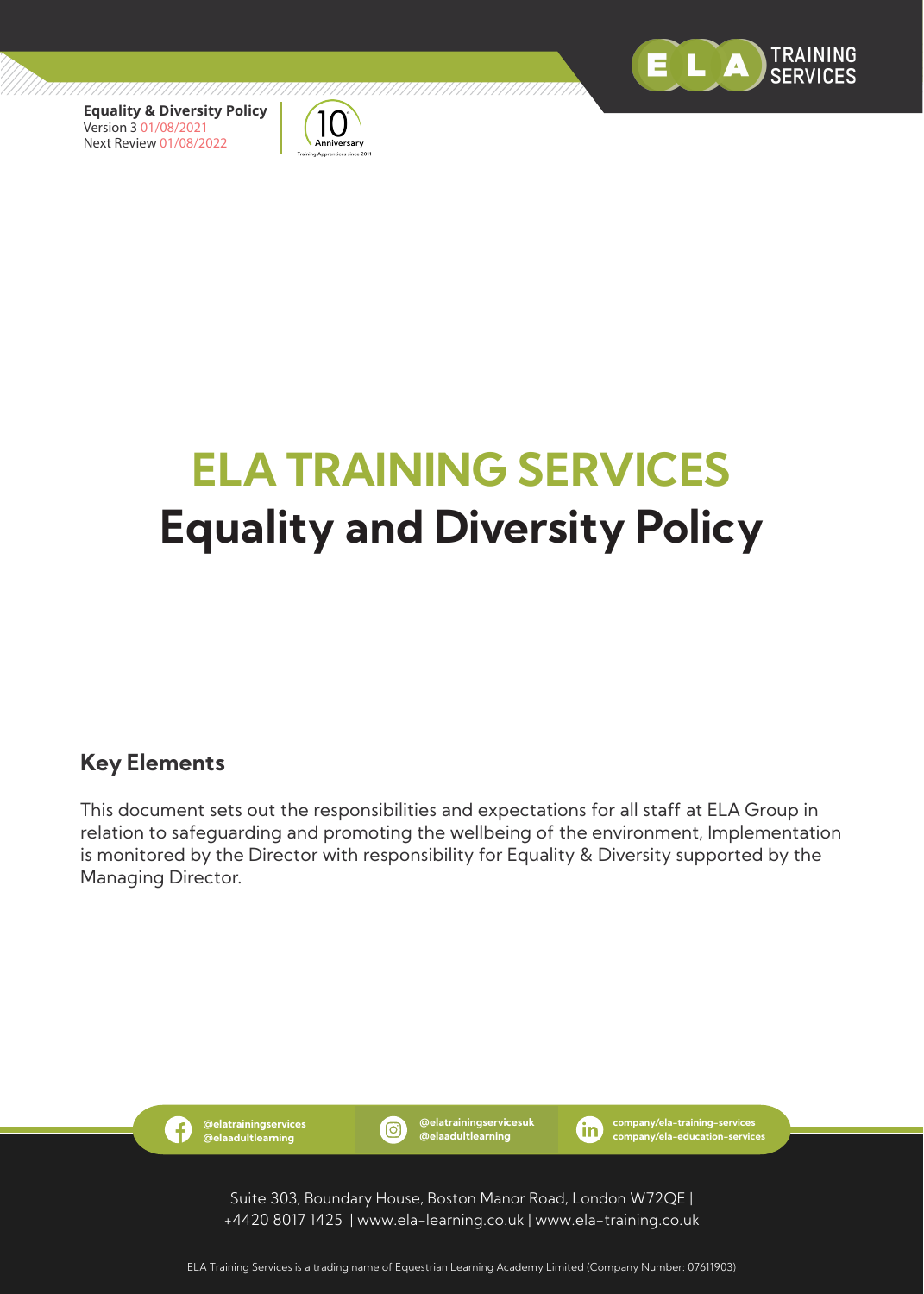**Equality & Diversity Policy**
Version 3 01/08/2021
Next Review 01/08/2022

# ELA TRAINING SERVICES
# Equality and Diversity Policy

## Key Elements

This document sets out the responsibilities and expectations for all staff at ELA Group in relation to safeguarding and promoting the wellbeing of the environment, Implementation is monitored by the Director with responsibility for Equality & Diversity supported by the Managing Director.

@elatrainingservices
@elaadultlearning

@elatrainingservicesuk
@elaadultlearning

company/ela-training-services
company/ela-education-services

Suite 303, Boundary House, Boston Manor Road, London W72QE |
+4420 8017 1425 | www.ela-learning.co.uk | www.ela-training.co.uk

ELA Training Services is a trading name of Equestrian Learning Academy Limited (Company Number: 07611903)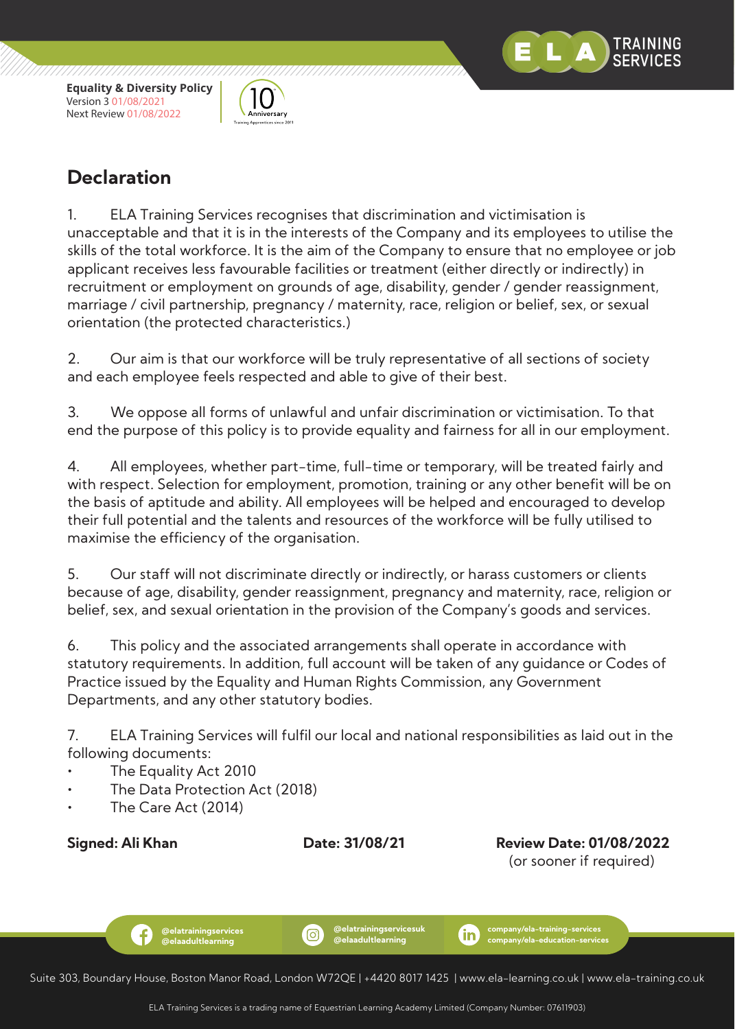## Declaration

1. ELA Training Services recognises that discrimination and victimisation is unacceptable and that it is in the interests of the Company and its employees to utilise the skills of the total workforce. It is the aim of the Company to ensure that no employee or job applicant receives less favourable facilities or treatment (either directly or indirectly) in recruitment or employment on grounds of age, disability, gender / gender reassignment, marriage / civil partnership, pregnancy / maternity, race, religion or belief, sex, or sexual orientation (the protected characteristics.)

2. Our aim is that our workforce will be truly representative of all sections of society and each employee feels respected and able to give of their best.

3. We oppose all forms of unlawful and unfair discrimination or victimisation. To that end the purpose of this policy is to provide equality and fairness for all in our employment.

4. All employees, whether part-time, full-time or temporary, will be treated fairly and with respect. Selection for employment, promotion, training or any other benefit will be on the basis of aptitude and ability. All employees will be helped and encouraged to develop their full potential and the talents and resources of the workforce will be fully utilised to maximise the efficiency of the organisation.

5. Our staff will not discriminate directly or indirectly, or harass customers or clients because of age, disability, gender reassignment, pregnancy and maternity, race, religion or belief, sex, and sexual orientation in the provision of the Company's goods and services.

6. This policy and the associated arrangements shall operate in accordance with statutory requirements. In addition, full account will be taken of any guidance or Codes of Practice issued by the Equality and Human Rights Commission, any Government Departments, and any other statutory bodies.

7. ELA Training Services will fulfil our local and national responsibilities as laid out in the following documents:

- The Equality Act 2010
- The Data Protection Act (2018)
- The Care Act (2014)

**Signed: Ali Khan** **Date: 31/08/21** **Review Date: 01/08/2022** (or sooner if required)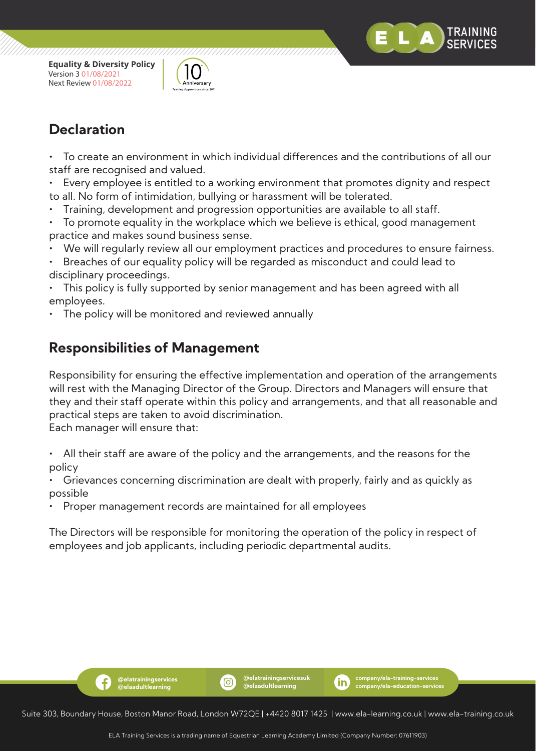## Declaration

- To create an environment in which individual differences and the contributions of all our staff are recognised and valued.
- Every employee is entitled to a working environment that promotes dignity and respect to all. No form of intimidation, bullying or harassment will be tolerated.
- Training, development and progression opportunities are available to all staff.
- To promote equality in the workplace which we believe is ethical, good management practice and makes sound business sense.
- We will regularly review all our employment practices and procedures to ensure fairness.
- Breaches of our equality policy will be regarded as misconduct and could lead to disciplinary proceedings.
- This policy is fully supported by senior management and has been agreed with all employees.
- The policy will be monitored and reviewed annually

## Responsibilities of Management

Responsibility for ensuring the effective implementation and operation of the arrangements will rest with the Managing Director of the Group. Directors and Managers will ensure that they and their staff operate within this policy and arrangements, and that all reasonable and practical steps are taken to avoid discrimination.
Each manager will ensure that:

- All their staff are aware of the policy and the arrangements, and the reasons for the policy
- Grievances concerning discrimination are dealt with properly, fairly and as quickly as possible
- Proper management records are maintained for all employees

The Directors will be responsible for monitoring the operation of the policy in respect of employees and job applicants, including periodic departmental audits.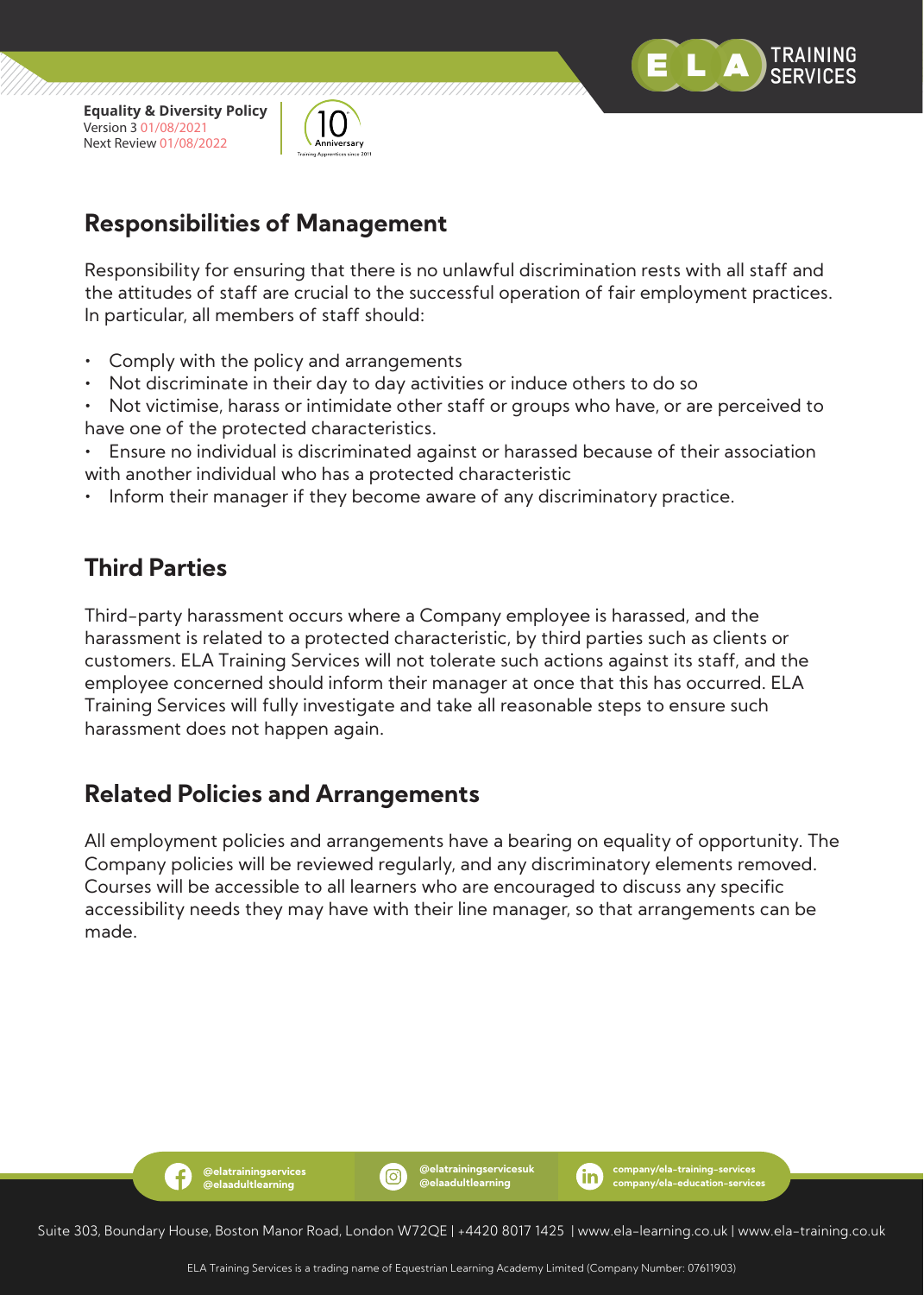## Responsibilities of Management

Responsibility for ensuring that there is no unlawful discrimination rests with all staff and the attitudes of staff are crucial to the successful operation of fair employment practices. In particular, all members of staff should:

- Comply with the policy and arrangements
- Not discriminate in their day to day activities or induce others to do so
- Not victimise, harass or intimidate other staff or groups who have, or are perceived to have one of the protected characteristics.
- Ensure no individual is discriminated against or harassed because of their association with another individual who has a protected characteristic
- Inform their manager if they become aware of any discriminatory practice.

## Third Parties

Third-party harassment occurs where a Company employee is harassed, and the harassment is related to a protected characteristic, by third parties such as clients or customers. ELA Training Services will not tolerate such actions against its staff, and the employee concerned should inform their manager at once that this has occurred. ELA Training Services will fully investigate and take all reasonable steps to ensure such harassment does not happen again.

## Related Policies and Arrangements

All employment policies and arrangements have a bearing on equality of opportunity. The Company policies will be reviewed regularly, and any discriminatory elements removed. Courses will be accessible to all learners who are encouraged to discuss any specific accessibility needs they may have with their line manager, so that arrangements can be made.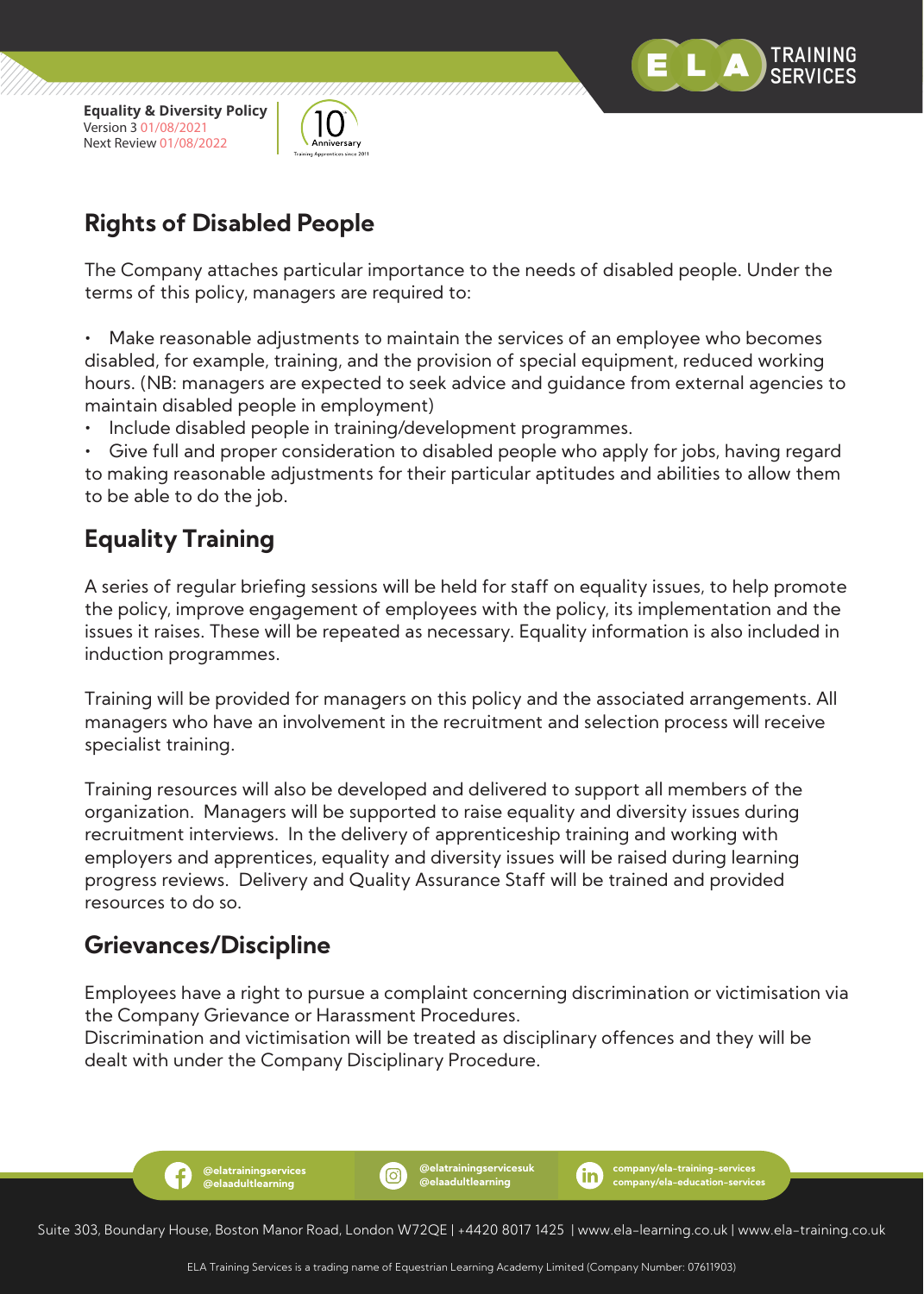## Rights of Disabled People

The Company attaches particular importance to the needs of disabled people. Under the terms of this policy, managers are required to:

- Make reasonable adjustments to maintain the services of an employee who becomes disabled, for example, training, and the provision of special equipment, reduced working hours. (NB: managers are expected to seek advice and guidance from external agencies to maintain disabled people in employment)
- Include disabled people in training/development programmes.
- Give full and proper consideration to disabled people who apply for jobs, having regard to making reasonable adjustments for their particular aptitudes and abilities to allow them to be able to do the job.

## Equality Training

A series of regular briefing sessions will be held for staff on equality issues, to help promote the policy, improve engagement of employees with the policy, its implementation and the issues it raises. These will be repeated as necessary. Equality information is also included in induction programmes.

Training will be provided for managers on this policy and the associated arrangements. All managers who have an involvement in the recruitment and selection process will receive specialist training.

Training resources will also be developed and delivered to support all members of the organization. Managers will be supported to raise equality and diversity issues during recruitment interviews. In the delivery of apprenticeship training and working with employers and apprentices, equality and diversity issues will be raised during learning progress reviews. Delivery and Quality Assurance Staff will be trained and provided resources to do so.

## Grievances/Discipline

Employees have a right to pursue a complaint concerning discrimination or victimisation via the Company Grievance or Harassment Procedures.
Discrimination and victimisation will be treated as disciplinary offences and they will be dealt with under the Company Disciplinary Procedure.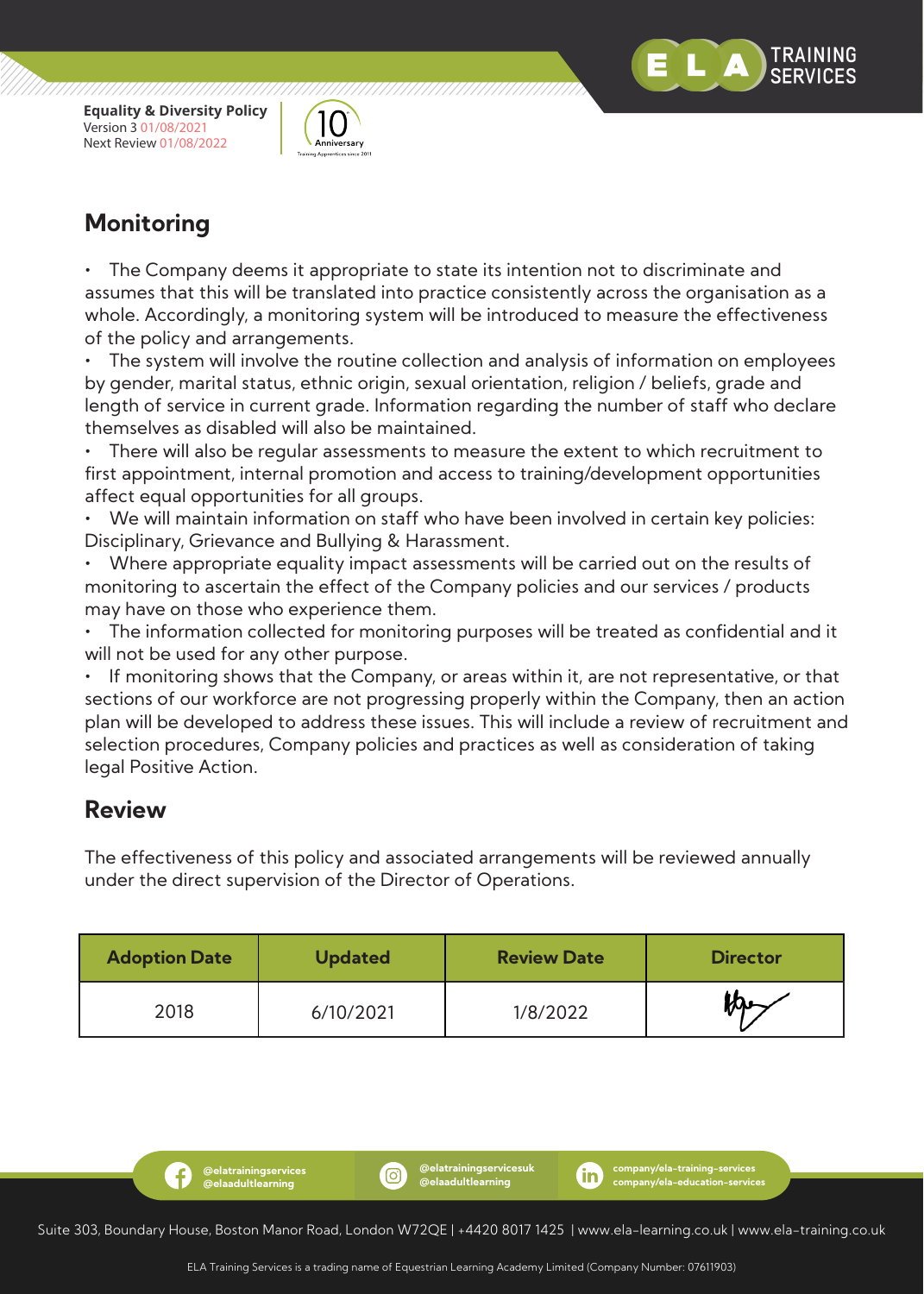## Monitoring

- The Company deems it appropriate to state its intention not to discriminate and assumes that this will be translated into practice consistently across the organisation as a whole. Accordingly, a monitoring system will be introduced to measure the effectiveness of the policy and arrangements.
- The system will involve the routine collection and analysis of information on employees by gender, marital status, ethnic origin, sexual orientation, religion / beliefs, grade and length of service in current grade. Information regarding the number of staff who declare themselves as disabled will also be maintained.
- There will also be regular assessments to measure the extent to which recruitment to first appointment, internal promotion and access to training/development opportunities affect equal opportunities for all groups.
- We will maintain information on staff who have been involved in certain key policies: Disciplinary, Grievance and Bullying & Harassment.
- Where appropriate equality impact assessments will be carried out on the results of monitoring to ascertain the effect of the Company policies and our services / products may have on those who experience them.
- The information collected for monitoring purposes will be treated as confidential and it will not be used for any other purpose.
- If monitoring shows that the Company, or areas within it, are not representative, or that sections of our workforce are not progressing properly within the Company, then an action plan will be developed to address these issues. This will include a review of recruitment and selection procedures, Company policies and practices as well as consideration of taking legal Positive Action.

## Review

The effectiveness of this policy and associated arrangements will be reviewed annually under the direct supervision of the Director of Operations.

| Adoption Date | Updated | Review Date | Director |
|---|---|---|---|
| 2018 | 6/10/2021 | 1/8/2022 | |